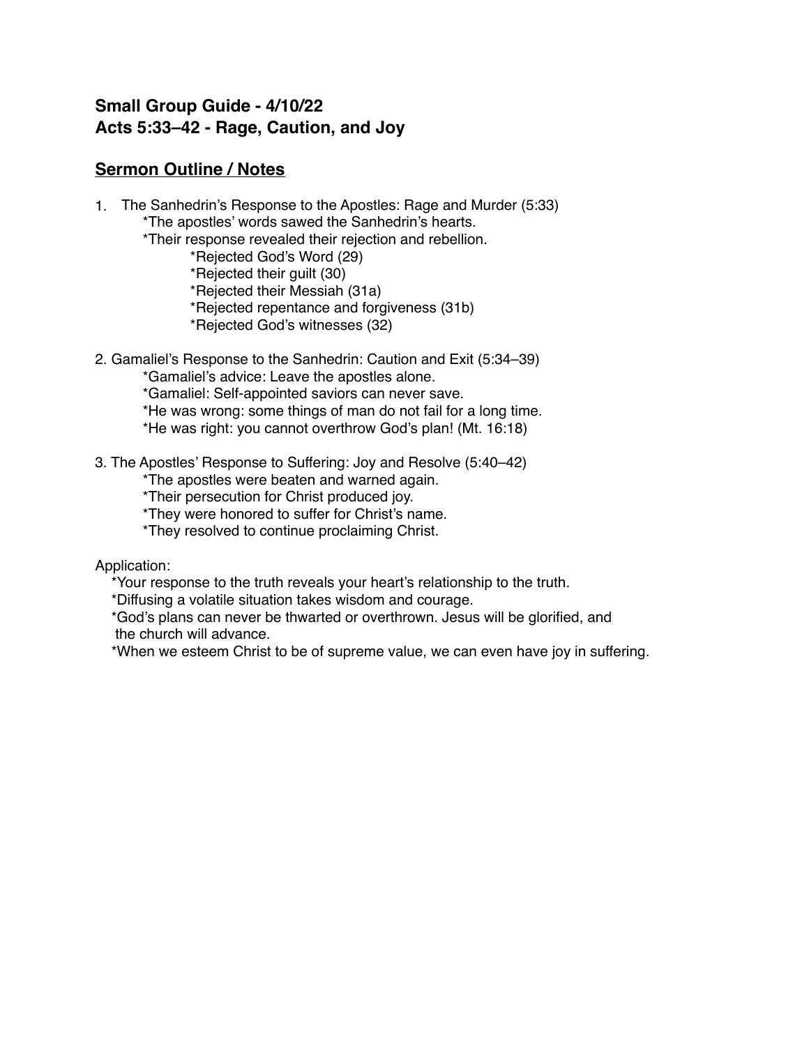**Small Group Guide - 4/10/22**
**Acts 5:33–42 - Rage, Caution, and Joy**

## Sermon Outline / Notes

1. The Sanhedrin's Response to the Apostles: Rage and Murder (5:33)
   - *The apostles' words sawed the Sanhedrin's hearts.
   - *Their response revealed their rejection and rebellion.
     - *Rejected God's Word (29)
     - *Rejected their guilt (30)
     - *Rejected their Messiah (31a)
     - *Rejected repentance and forgiveness (31b)
     - *Rejected God's witnesses (32)

2. Gamaliel's Response to the Sanhedrin: Caution and Exit (5:34–39)
   - *Gamaliel's advice: Leave the apostles alone.
   - *Gamaliel: Self-appointed saviors can never save.
   - *He was wrong: some things of man do not fail for a long time.
   - *He was right: you cannot overthrow God's plan! (Mt. 16:18)

3. The Apostles' Response to Suffering: Joy and Resolve (5:40–42)
   - *The apostles were beaten and warned again.
   - *Their persecution for Christ produced joy.
   - *They were honored to suffer for Christ's name.
   - *They resolved to continue proclaiming Christ.

Application:

*Your response to the truth reveals your heart's relationship to the truth.
*Diffusing a volatile situation takes wisdom and courage.
*God's plans can never be thwarted or overthrown. Jesus will be glorified, and the church will advance.
*When we esteem Christ to be of supreme value, we can even have joy in suffering.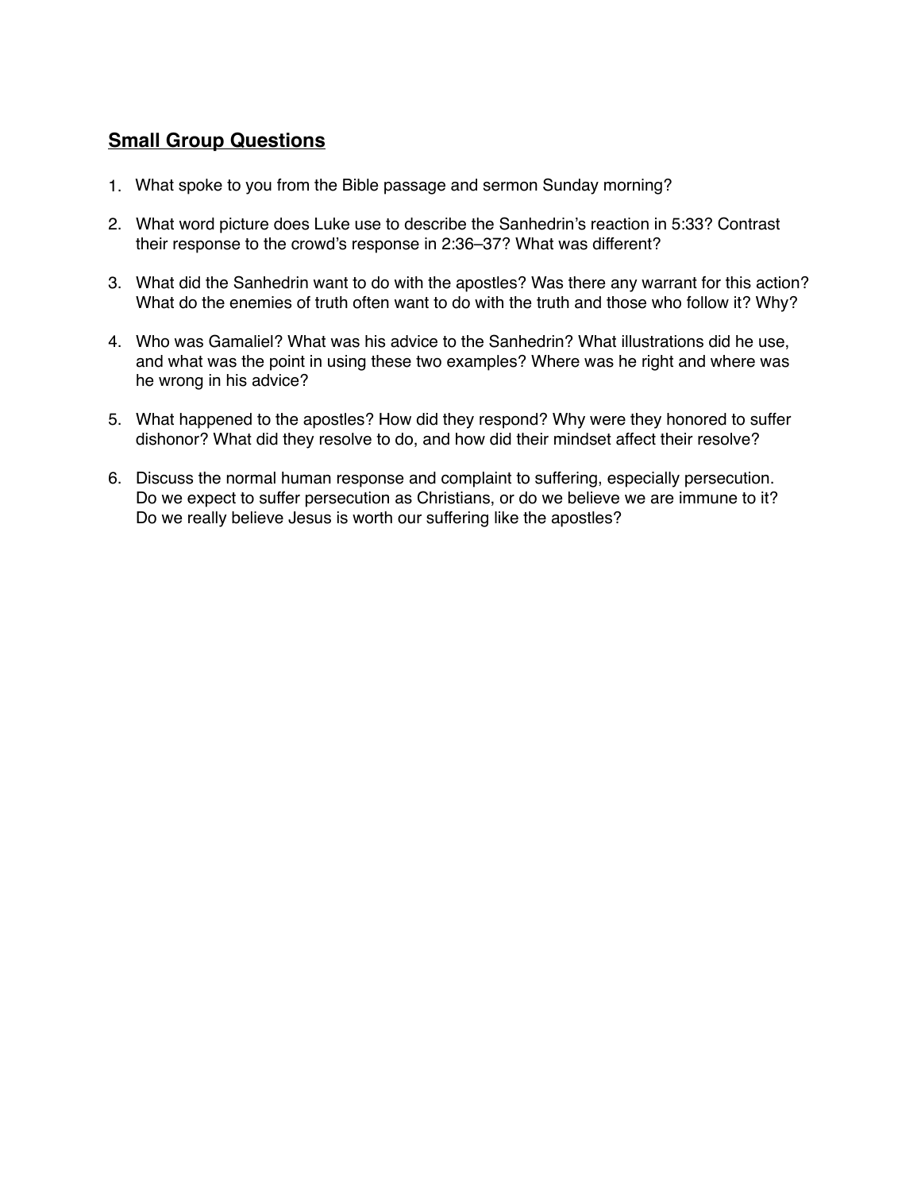## Small Group Questions

1. What spoke to you from the Bible passage and sermon Sunday morning?
2. What word picture does Luke use to describe the Sanhedrin's reaction in 5:33? Contrast their response to the crowd's response in 2:36–37? What was different?
3. What did the Sanhedrin want to do with the apostles? Was there any warrant for this action? What do the enemies of truth often want to do with the truth and those who follow it? Why?
4. Who was Gamaliel? What was his advice to the Sanhedrin? What illustrations did he use, and what was the point in using these two examples? Where was he right and where was he wrong in his advice?
5. What happened to the apostles? How did they respond? Why were they honored to suffer dishonor? What did they resolve to do, and how did their mindset affect their resolve?
6. Discuss the normal human response and complaint to suffering, especially persecution. Do we expect to suffer persecution as Christians, or do we believe we are immune to it? Do we really believe Jesus is worth our suffering like the apostles?